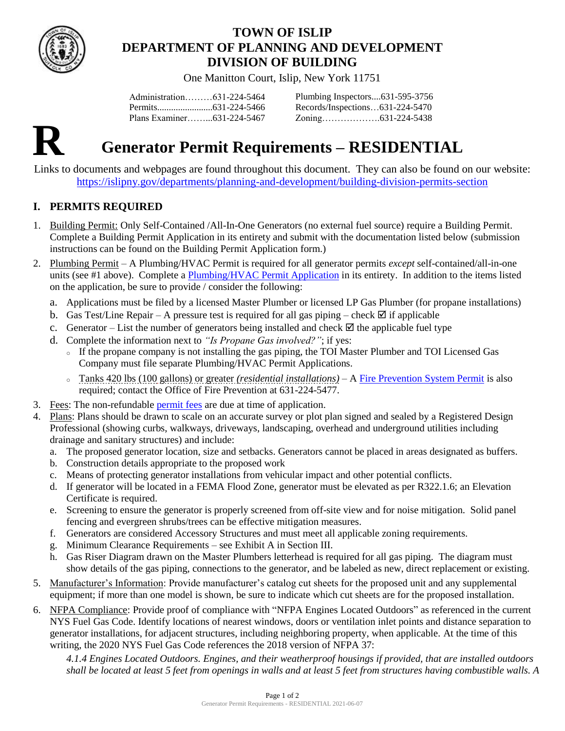# TOWN OF ISLIP
# DEPARTMENT OF PLANNING AND DEVELOPMENT
# DIVISION OF BUILDING

One Manitton Court, Islip, New York 11751

| | |
|---|---|
| Administration………631-224-5464 | Plumbing Inspectors....631-595-3756 |
| Permits........................631-224-5466 | Records/Inspections…631-224-5470 |
| Plans Examiner……...631-224-5467 | Zoning……………….631-224-5438 |

**R**

# Generator Permit Requirements – RESIDENTIAL

Links to documents and webpages are found throughout this document. They can also be found on our website: https://islipny.gov/departments/planning-and-development/building-division-permits-section

## I. PERMITS REQUIRED

1. Building Permit: Only Self-Contained /All-In-One Generators (no external fuel source) require a Building Permit. Complete a Building Permit Application in its entirety and submit with the documentation listed below (submission instructions can be found on the Building Permit Application form.)
2. Plumbing Permit – A Plumbing/HVAC Permit is required for all generator permits *except* self-contained/all-in-one units (see #1 above). Complete a Plumbing/HVAC Permit Application in its entirety. In addition to the items listed on the application, be sure to provide / consider the following:
   a. Applications must be filed by a licensed Master Plumber or licensed LP Gas Plumber (for propane installations)
   b. Gas Test/Line Repair – A pressure test is required for all gas piping – check ☑ if applicable
   c. Generator – List the number of generators being installed and check ☑ the applicable fuel type
   d. Complete the information next to *"Is Propane Gas involved?"*; if yes:
      - If the propane company is not installing the gas piping, the TOI Master Plumber and TOI Licensed Gas Company must file separate Plumbing/HVAC Permit Applications.
      - Tanks 420 lbs (100 gallons) or greater *(residential installations)* – A Fire Prevention System Permit is also required; contact the Office of Fire Prevention at 631-224-5477.
3. Fees: The non-refundable permit fees are due at time of application.
4. Plans: Plans should be drawn to scale on an accurate survey or plot plan signed and sealed by a Registered Design Professional (showing curbs, walkways, driveways, landscaping, overhead and underground utilities including drainage and sanitary structures) and include:
   a. The proposed generator location, size and setbacks. Generators cannot be placed in areas designated as buffers.
   b. Construction details appropriate to the proposed work
   c. Means of protecting generator installations from vehicular impact and other potential conflicts.
   d. If generator will be located in a FEMA Flood Zone, generator must be elevated as per R322.1.6; an Elevation Certificate is required.
   e. Screening to ensure the generator is properly screened from off-site view and for noise mitigation. Solid panel fencing and evergreen shrubs/trees can be effective mitigation measures.
   f. Generators are considered Accessory Structures and must meet all applicable zoning requirements.
   g. Minimum Clearance Requirements – see Exhibit A in Section III.
   h. Gas Riser Diagram drawn on the Master Plumbers letterhead is required for all gas piping. The diagram must show details of the gas piping, connections to the generator, and be labeled as new, direct replacement or existing.
5. Manufacturer's Information: Provide manufacturer's catalog cut sheets for the proposed unit and any supplemental equipment; if more than one model is shown, be sure to indicate which cut sheets are for the proposed installation.
6. NFPA Compliance: Provide proof of compliance with "NFPA Engines Located Outdoors" as referenced in the current NYS Fuel Gas Code. Identify locations of nearest windows, doors or ventilation inlet points and distance separation to generator installations, for adjacent structures, including neighboring property, when applicable. At the time of this writing, the 2020 NYS Fuel Gas Code references the 2018 version of NFPA 37:

   *4.1.4 Engines Located Outdoors. Engines, and their weatherproof housings if provided, that are installed outdoors shall be located at least 5 feet from openings in walls and at least 5 feet from structures having combustible walls. A*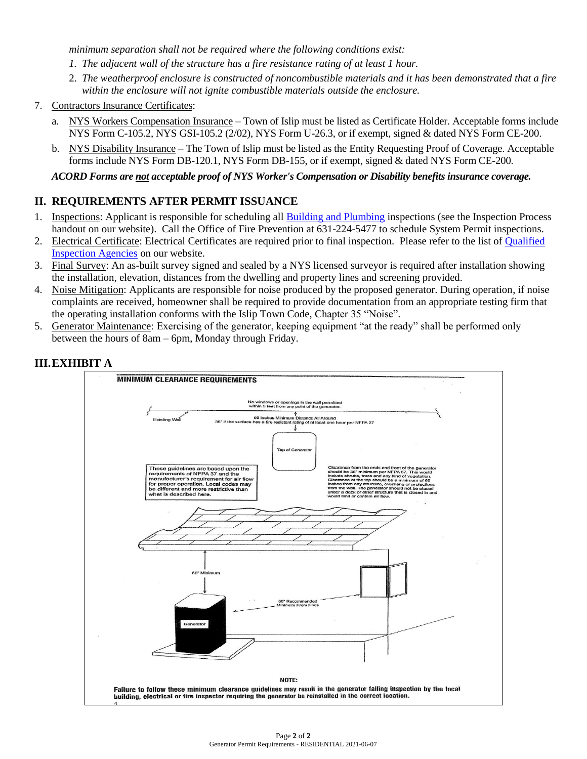*minimum separation shall not be required where the following conditions exist:*

1. *The adjacent wall of the structure has a fire resistance rating of at least 1 hour.*
2. *The weatherproof enclosure is constructed of noncombustible materials and it has been demonstrated that a fire within the enclosure will not ignite combustible materials outside the enclosure.*

7. Contractors Insurance Certificates:
   a. NYS Workers Compensation Insurance – Town of Islip must be listed as Certificate Holder. Acceptable forms include NYS Form C-105.2, NYS GSI-105.2 (2/02), NYS Form U-26.3, or if exempt, signed & dated NYS Form CE-200.
   b. NYS Disability Insurance – The Town of Islip must be listed as the Entity Requesting Proof of Coverage. Acceptable forms include NYS Form DB-120.1, NYS Form DB-155, or if exempt, signed & dated NYS Form CE-200.

***ACORD Forms are not acceptable proof of NYS Worker's Compensation or Disability benefits insurance coverage.***

## II. REQUIREMENTS AFTER PERMIT ISSUANCE

1. Inspections: Applicant is responsible for scheduling all Building and Plumbing inspections (see the Inspection Process handout on our website). Call the Office of Fire Prevention at 631-224-5477 to schedule System Permit inspections.
2. Electrical Certificate: Electrical Certificates are required prior to final inspection. Please refer to the list of Qualified Inspection Agencies on our website.
3. Final Survey: An as-built survey signed and sealed by a NYS licensed surveyor is required after installation showing the installation, elevation, distances from the dwelling and property lines and screening provided.
4. Noise Mitigation: Applicants are responsible for noise produced by the proposed generator. During operation, if noise complaints are received, homeowner shall be required to provide documentation from an appropriate testing firm that the operating installation conforms with the Islip Town Code, Chapter 35 "Noise".
5. Generator Maintenance: Exercising of the generator, keeping equipment "at the ready" shall be performed only between the hours of 8am – 6pm, Monday through Friday.

## III. EXHIBIT A

**MINIMUM CLEARANCE REQUIREMENTS**

No windows or openings in the wall permitted within 5 feet from any point of the generator.

Existing Wall

60 inches Minimum Distance All Around
36" if the surface has a fire resistant rating of at least one hour per NFPA 37

Top of Generator

These guidelines are based upon the requirements of NFPA 37 and the manufacturer's requirement for air flow for proper operation. Local codes may be different and more restrictive than what is described here.

Clearance from the ends and front of the generator should be 36" minimum per NFPA 37. This would include shrubs, trees and any kind of vegetation. Clearance at the top should be a minimum of 60 inches from any structure, overhang or projections from the wall. The generator should not be placed under a deck or other structure that is closed in and would limit or contain air flow.

60" Minimum

60" Recommended Minimum From Ends

Generator

**NOTE:**

**Failure to follow these minimum clearance guidelines may result in the generator failing inspection by the local building, electrical or fire inspector requiring the generator be reinstalled in the correct location.**